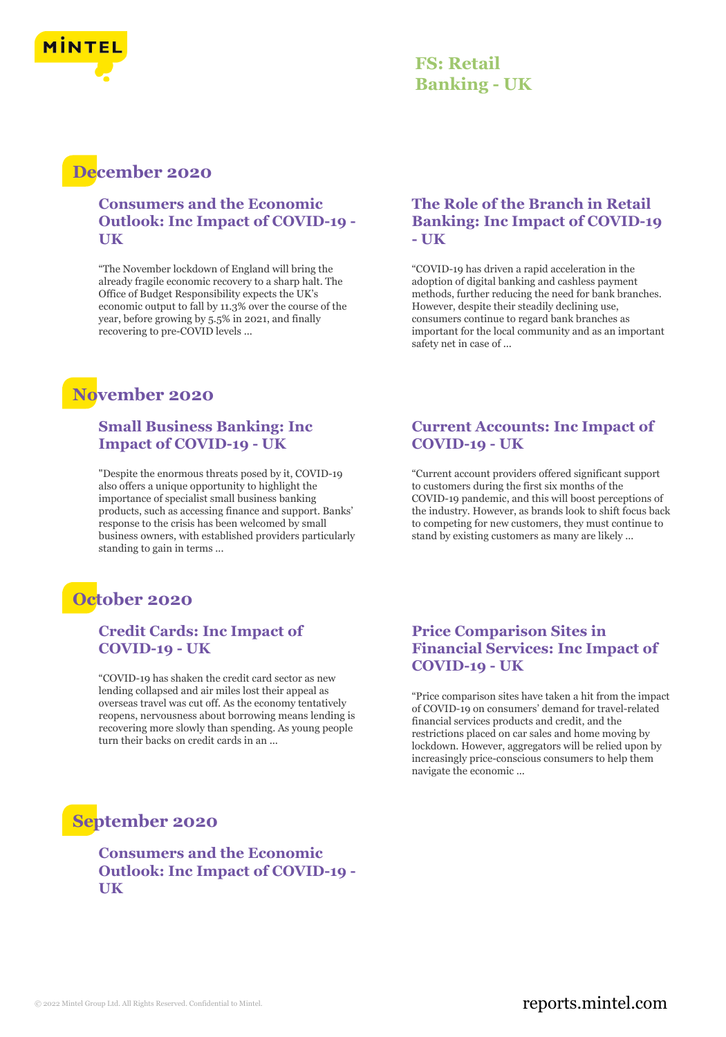# FS: Retail Banking - UK

## December 2020

### Consumers and the Economic Outlook: Inc Impact of COVID-19 - UK

"The November lockdown of England will bring the already fragile economic recovery to a sharp halt. The Office of Budget Responsibility expects the UK's economic output to fall by 11.3% over the course of the year, before growing by 5.5% in 2021, and finally recovering to pre-COVID levels ...

### The Role of the Branch in Retail Banking: Inc Impact of COVID-19 - UK

"COVID-19 has driven a rapid acceleration in the adoption of digital banking and cashless payment methods, further reducing the need for bank branches. However, despite their steadily declining use, consumers continue to regard bank branches as important for the local community and as an important safety net in case of ...

## November 2020

### Small Business Banking: Inc Impact of COVID-19 - UK

"Despite the enormous threats posed by it, COVID-19 also offers a unique opportunity to highlight the importance of specialist small business banking products, such as accessing finance and support. Banks' response to the crisis has been welcomed by small business owners, with established providers particularly standing to gain in terms ...

### Current Accounts: Inc Impact of COVID-19 - UK

"Current account providers offered significant support to customers during the first six months of the COVID-19 pandemic, and this will boost perceptions of the industry. However, as brands look to shift focus back to competing for new customers, they must continue to stand by existing customers as many are likely ...

## October 2020

### Credit Cards: Inc Impact of COVID-19 - UK

"COVID-19 has shaken the credit card sector as new lending collapsed and air miles lost their appeal as overseas travel was cut off. As the economy tentatively reopens, nervousness about borrowing means lending is recovering more slowly than spending. As young people turn their backs on credit cards in an ...

### Price Comparison Sites in Financial Services: Inc Impact of COVID-19 - UK

"Price comparison sites have taken a hit from the impact of COVID-19 on consumers' demand for travel-related financial services products and credit, and the restrictions placed on car sales and home moving by lockdown. However, aggregators will be relied upon by increasingly price-conscious consumers to help them navigate the economic ...

## September 2020

### Consumers and the Economic Outlook: Inc Impact of COVID-19 - UK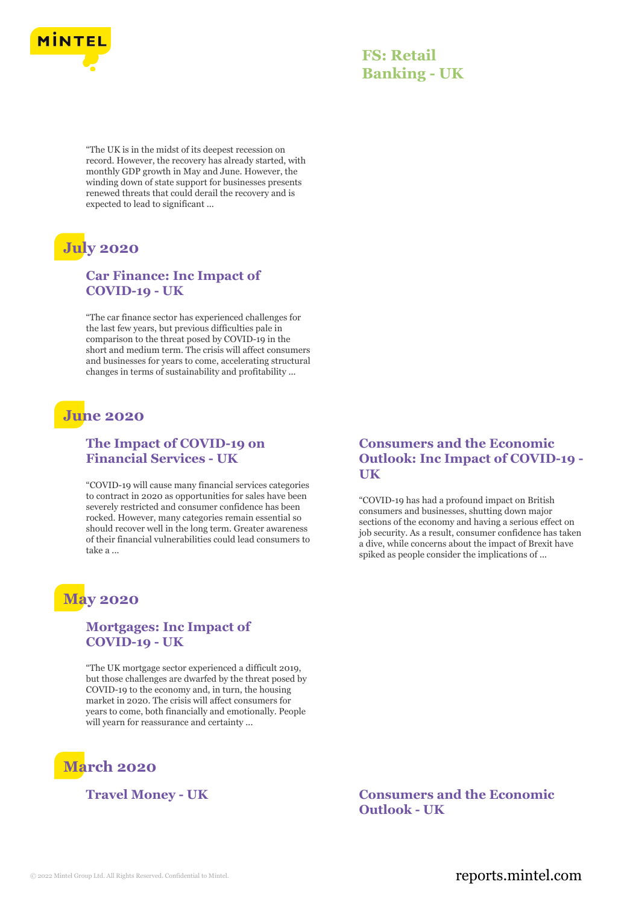## FS: Retail Banking - UK

"The UK is in the midst of its deepest recession on record. However, the recovery has already started, with monthly GDP growth in May and June. However, the winding down of state support for businesses presents renewed threats that could derail the recovery and is expected to lead to significant ...

# July 2020

## Car Finance: Inc Impact of COVID-19 - UK

"The car finance sector has experienced challenges for the last few years, but previous difficulties pale in comparison to the threat posed by COVID-19 in the short and medium term. The crisis will affect consumers and businesses for years to come, accelerating structural changes in terms of sustainability and profitability ...

# June 2020

## The Impact of COVID-19 on Financial Services - UK

"COVID-19 will cause many financial services categories to contract in 2020 as opportunities for sales have been severely restricted and consumer confidence has been rocked. However, many categories remain essential so should recover well in the long term. Greater awareness of their financial vulnerabilities could lead consumers to take a ...

## Consumers and the Economic Outlook: Inc Impact of COVID-19 - UK

"COVID-19 has had a profound impact on British consumers and businesses, shutting down major sections of the economy and having a serious effect on job security. As a result, consumer confidence has taken a dive, while concerns about the impact of Brexit have spiked as people consider the implications of ...

# May 2020

## Mortgages: Inc Impact of COVID-19 - UK

"The UK mortgage sector experienced a difficult 2019, but those challenges are dwarfed by the threat posed by COVID-19 to the economy and, in turn, the housing market in 2020. The crisis will affect consumers for years to come, both financially and emotionally. People will yearn for reassurance and certainty ...

# March 2020

## Travel Money - UK

## Consumers and the Economic Outlook - UK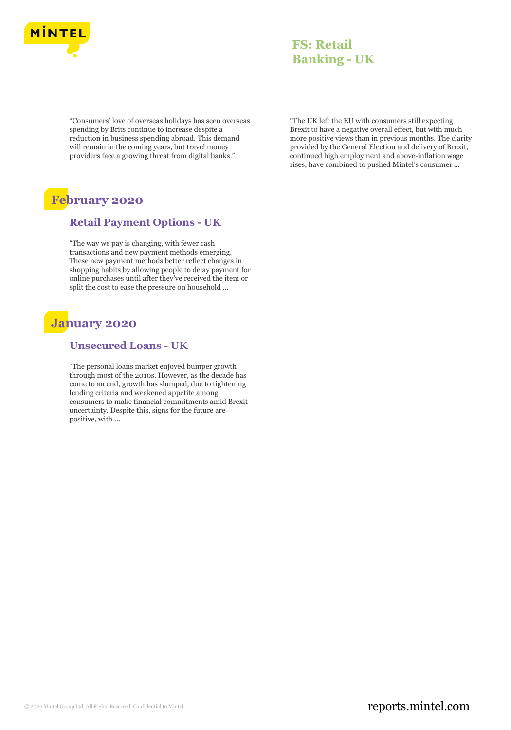"Consumers' love of overseas holidays has seen overseas spending by Brits continue to increase despite a reduction in business spending abroad. This demand will remain in the coming years, but travel money providers face a growing threat from digital banks."

"The UK left the EU with consumers still expecting Brexit to have a negative overall effect, but with much more positive views than in previous months. The clarity provided by the General Election and delivery of Brexit, continued high employment and above-inflation wage rises, have combined to pushed Mintel's consumer ...

## February 2020

### Retail Payment Options - UK

"The way we pay is changing, with fewer cash transactions and new payment methods emerging. These new payment methods better reflect changes in shopping habits by allowing people to delay payment for online purchases until after they've received the item or split the cost to ease the pressure on household ...

## January 2020

### Unsecured Loans - UK

"The personal loans market enjoyed bumper growth through most of the 2010s. However, as the decade has come to an end, growth has slumped, due to tightening lending criteria and weakened appetite among consumers to make financial commitments amid Brexit uncertainty. Despite this, signs for the future are positive, with ...